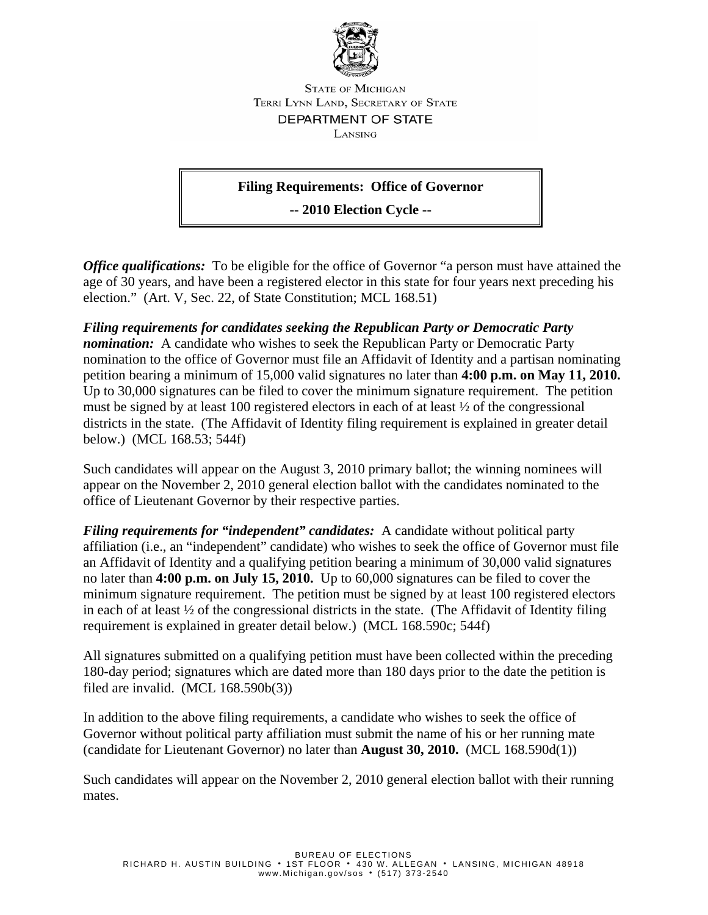STATE OF MICHIGAN
TERRI LYNN LAND, SECRETARY OF STATE
DEPARTMENT OF STATE
LANSING

## Filing Requirements: Office of Governor

## -- 2010 Election Cycle --

***Office qualifications:*** To be eligible for the office of Governor "a person must have attained the age of 30 years, and have been a registered elector in this state for four years next preceding his election." (Art. V, Sec. 22, of State Constitution; MCL 168.51)

***Filing requirements for candidates seeking the Republican Party or Democratic Party nomination:*** A candidate who wishes to seek the Republican Party or Democratic Party nomination to the office of Governor must file an Affidavit of Identity and a partisan nominating petition bearing a minimum of 15,000 valid signatures no later than **4:00 p.m. on May 11, 2010.** Up to 30,000 signatures can be filed to cover the minimum signature requirement. The petition must be signed by at least 100 registered electors in each of at least ½ of the congressional districts in the state. (The Affidavit of Identity filing requirement is explained in greater detail below.) (MCL 168.53; 544f)

Such candidates will appear on the August 3, 2010 primary ballot; the winning nominees will appear on the November 2, 2010 general election ballot with the candidates nominated to the office of Lieutenant Governor by their respective parties.

***Filing requirements for "independent" candidates:*** A candidate without political party affiliation (i.e., an "independent" candidate) who wishes to seek the office of Governor must file an Affidavit of Identity and a qualifying petition bearing a minimum of 30,000 valid signatures no later than **4:00 p.m. on July 15, 2010.** Up to 60,000 signatures can be filed to cover the minimum signature requirement. The petition must be signed by at least 100 registered electors in each of at least ½ of the congressional districts in the state. (The Affidavit of Identity filing requirement is explained in greater detail below.) (MCL 168.590c; 544f)

All signatures submitted on a qualifying petition must have been collected within the preceding 180-day period; signatures which are dated more than 180 days prior to the date the petition is filed are invalid. (MCL 168.590b(3))

In addition to the above filing requirements, a candidate who wishes to seek the office of Governor without political party affiliation must submit the name of his or her running mate (candidate for Lieutenant Governor) no later than **August 30, 2010.** (MCL 168.590d(1))

Such candidates will appear on the November 2, 2010 general election ballot with their running mates.

BUREAU OF ELECTIONS
RICHARD H. AUSTIN BUILDING • 1ST FLOOR • 430 W. ALLEGAN • LANSING, MICHIGAN 48918
www.Michigan.gov/sos • (517) 373-2540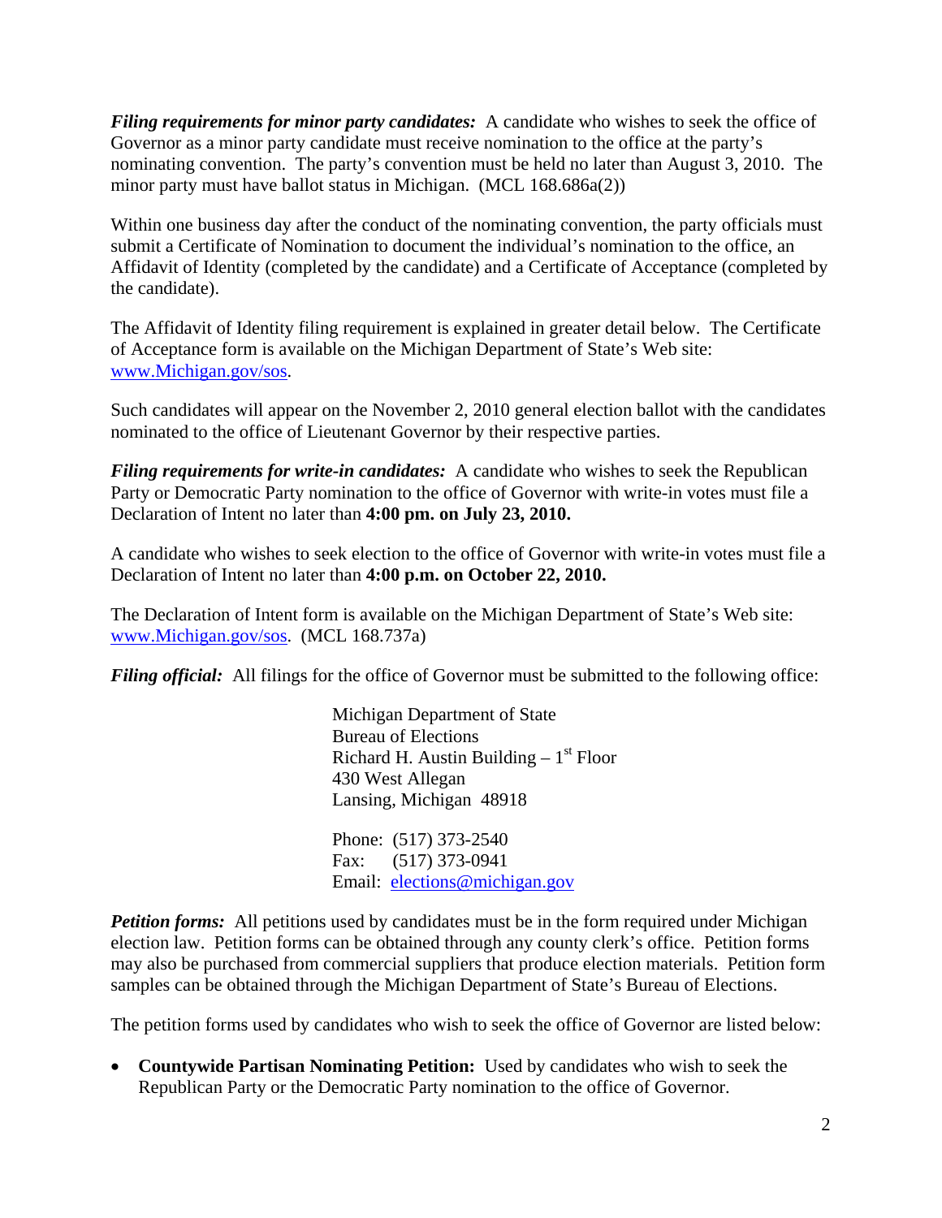***Filing requirements for minor party candidates:*** A candidate who wishes to seek the office of Governor as a minor party candidate must receive nomination to the office at the party's nominating convention. The party's convention must be held no later than August 3, 2010. The minor party must have ballot status in Michigan. (MCL 168.686a(2))

Within one business day after the conduct of the nominating convention, the party officials must submit a Certificate of Nomination to document the individual's nomination to the office, an Affidavit of Identity (completed by the candidate) and a Certificate of Acceptance (completed by the candidate).

The Affidavit of Identity filing requirement is explained in greater detail below. The Certificate of Acceptance form is available on the Michigan Department of State's Web site: www.Michigan.gov/sos.

Such candidates will appear on the November 2, 2010 general election ballot with the candidates nominated to the office of Lieutenant Governor by their respective parties.

***Filing requirements for write-in candidates:*** A candidate who wishes to seek the Republican Party or Democratic Party nomination to the office of Governor with write-in votes must file a Declaration of Intent no later than **4:00 pm. on July 23, 2010.**

A candidate who wishes to seek election to the office of Governor with write-in votes must file a Declaration of Intent no later than **4:00 p.m. on October 22, 2010.**

The Declaration of Intent form is available on the Michigan Department of State's Web site: www.Michigan.gov/sos. (MCL 168.737a)

***Filing official:*** All filings for the office of Governor must be submitted to the following office:

Michigan Department of State
Bureau of Elections
Richard H. Austin Building – 1st Floor
430 West Allegan
Lansing, Michigan 48918

Phone: (517) 373-2540
Fax: (517) 373-0941
Email: elections@michigan.gov

***Petition forms:*** All petitions used by candidates must be in the form required under Michigan election law. Petition forms can be obtained through any county clerk's office. Petition forms may also be purchased from commercial suppliers that produce election materials. Petition form samples can be obtained through the Michigan Department of State's Bureau of Elections.

The petition forms used by candidates who wish to seek the office of Governor are listed below:

- **Countywide Partisan Nominating Petition:** Used by candidates who wish to seek the Republican Party or the Democratic Party nomination to the office of Governor.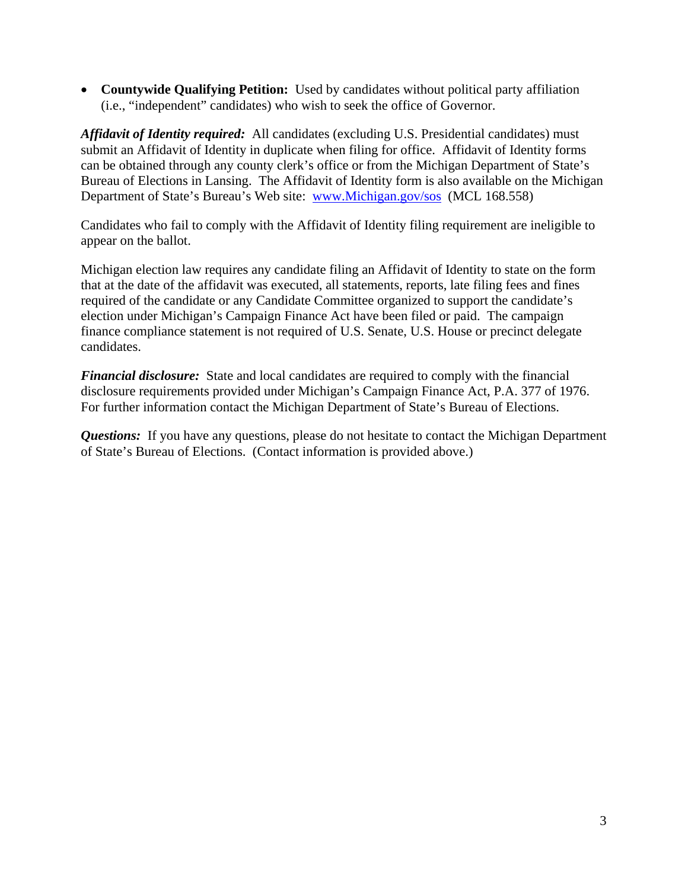- **Countywide Qualifying Petition:** Used by candidates without political party affiliation (i.e., "independent" candidates) who wish to seek the office of Governor.

***Affidavit of Identity required:*** All candidates (excluding U.S. Presidential candidates) must submit an Affidavit of Identity in duplicate when filing for office. Affidavit of Identity forms can be obtained through any county clerk's office or from the Michigan Department of State's Bureau of Elections in Lansing. The Affidavit of Identity form is also available on the Michigan Department of State's Bureau's Web site: [www.Michigan.gov/sos](http://www.Michigan.gov/sos) (MCL 168.558)

Candidates who fail to comply with the Affidavit of Identity filing requirement are ineligible to appear on the ballot.

Michigan election law requires any candidate filing an Affidavit of Identity to state on the form that at the date of the affidavit was executed, all statements, reports, late filing fees and fines required of the candidate or any Candidate Committee organized to support the candidate's election under Michigan's Campaign Finance Act have been filed or paid. The campaign finance compliance statement is not required of U.S. Senate, U.S. House or precinct delegate candidates.

***Financial disclosure:*** State and local candidates are required to comply with the financial disclosure requirements provided under Michigan's Campaign Finance Act, P.A. 377 of 1976. For further information contact the Michigan Department of State's Bureau of Elections.

***Questions:*** If you have any questions, please do not hesitate to contact the Michigan Department of State's Bureau of Elections. (Contact information is provided above.)